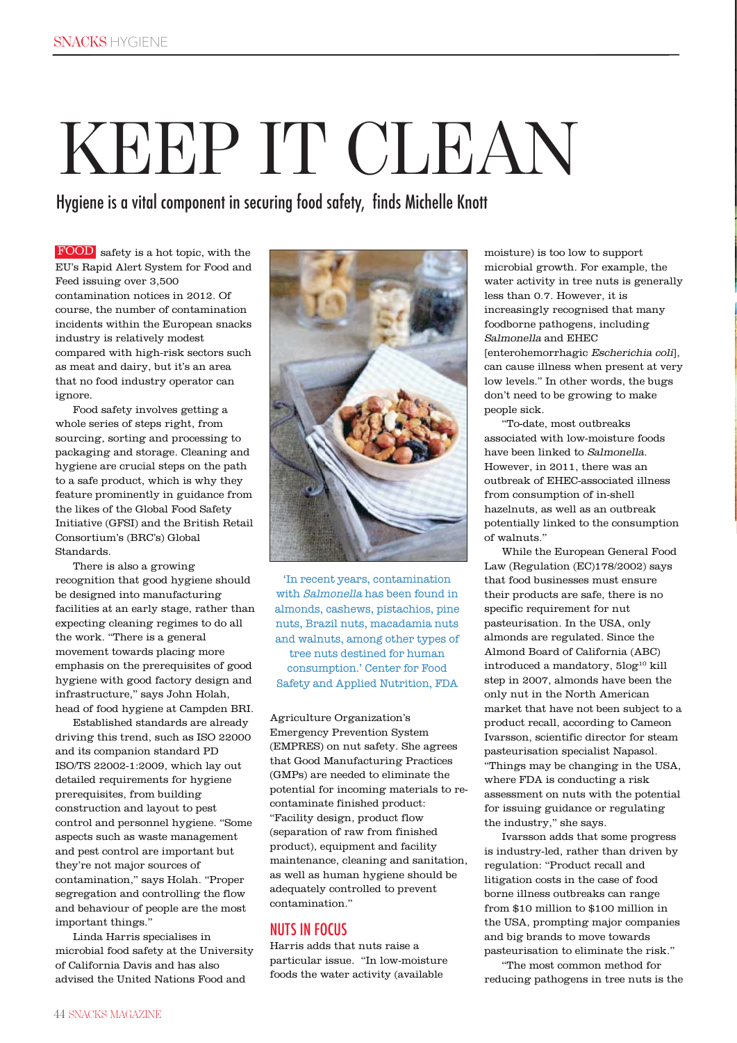# KEEP IT CLEAN

## Hygiene is a vital component in securing food safety, finds Michelle Knott

FOOD safety is a hot topic, with the EU's Rapid Alert System for Food and Feed issuing over 3,500 contamination notices in 2012. Of course, the number of contamination incidents within the European snacks industry is relatively modest compared with high-risk sectors such as meat and dairy, but it's an area that no food industry operator can ignore.

Food safety involves getting a whole series of steps right, from sourcing, sorting and processing to packaging and storage. Cleaning and hygiene are crucial steps on the path to a safe product, which is why they feature prominently in guidance from the likes of the Global Food Safety Initiative (GFSI) and the British Retail Consortium's (BRC's) Global Standards.

There is also a growing recognition that good hygiene should be designed into manufacturing facilities at an early stage, rather than expecting cleaning regimes to do all the work. "There is a general movement towards placing more emphasis on the prerequisites of good hygiene with good factory design and infrastructure," says John Holah, head of food hygiene at Campden BRI.

Established standards are already driving this trend, such as ISO 22000 and its companion standard PD ISO/TS 22002-1:2009, which lay out detailed requirements for hygiene prerequisites, from building construction and layout to pest control and personnel hygiene. "Some aspects such as waste management and pest control are important but they're not major sources of contamination," says Holah. "Proper segregation and controlling the flow and behaviour of people are the most important things."

Linda Harris specialises in microbial food safety at the University of California Davis and has also advised the United Nations Food and Agriculture Organization's Emergency Prevention System (EMPRES) on nut safety. She agrees that Good Manufacturing Practices (GMPs) are needed to eliminate the potential for incoming materials to re-contaminate finished product: "Facility design, product flow (separation of raw from finished product), equipment and facility maintenance, cleaning and sanitation, as well as human hygiene should be adequately controlled to prevent contamination."

'In recent years, contamination with *Salmonella* has been found in almonds, cashews, pistachios, pine nuts, Brazil nuts, macadamia nuts and walnuts, among other types of tree nuts destined for human consumption.' Center for Food Safety and Applied Nutrition, FDA

### NUTS IN FOCUS

Harris adds that nuts raise a particular issue. "In low-moisture foods the water activity (available moisture) is too low to support microbial growth. For example, the water activity in tree nuts is generally less than 0.7. However, it is increasingly recognised that many foodborne pathogens, including *Salmonella* and EHEC [enterohemorrhagic *Escherichia coli*], can cause illness when present at very low levels." In other words, the bugs don't need to be growing to make people sick.

"To-date, most outbreaks associated with low-moisture foods have been linked to *Salmonella*. However, in 2011, there was an outbreak of EHEC-associated illness from consumption of in-shell hazelnuts, as well as an outbreak potentially linked to the consumption of walnuts."

While the European General Food Law (Regulation (EC)178/2002) says that food businesses must ensure their products are safe, there is no specific requirement for nut pasteurisation. In the USA, only almonds are regulated. Since the Almond Board of California (ABC) introduced a mandatory, $5\log^{10}$ kill step in 2007, almonds have been the only nut in the North American market that have not been subject to a product recall, according to Cameon Ivarsson, scientific director for steam pasteurisation specialist Napasol. "Things may be changing in the USA, where FDA is conducting a risk assessment on nuts with the potential for issuing guidance or regulating the industry," she says.

Ivarsson adds that some progress is industry-led, rather than driven by regulation: "Product recall and litigation costs in the case of food borne illness outbreaks can range from \$10 million to \$100 million in the USA, prompting major companies and big brands to move towards pasteurisation to eliminate the risk."

"The most common method for reducing pathogens in tree nuts is the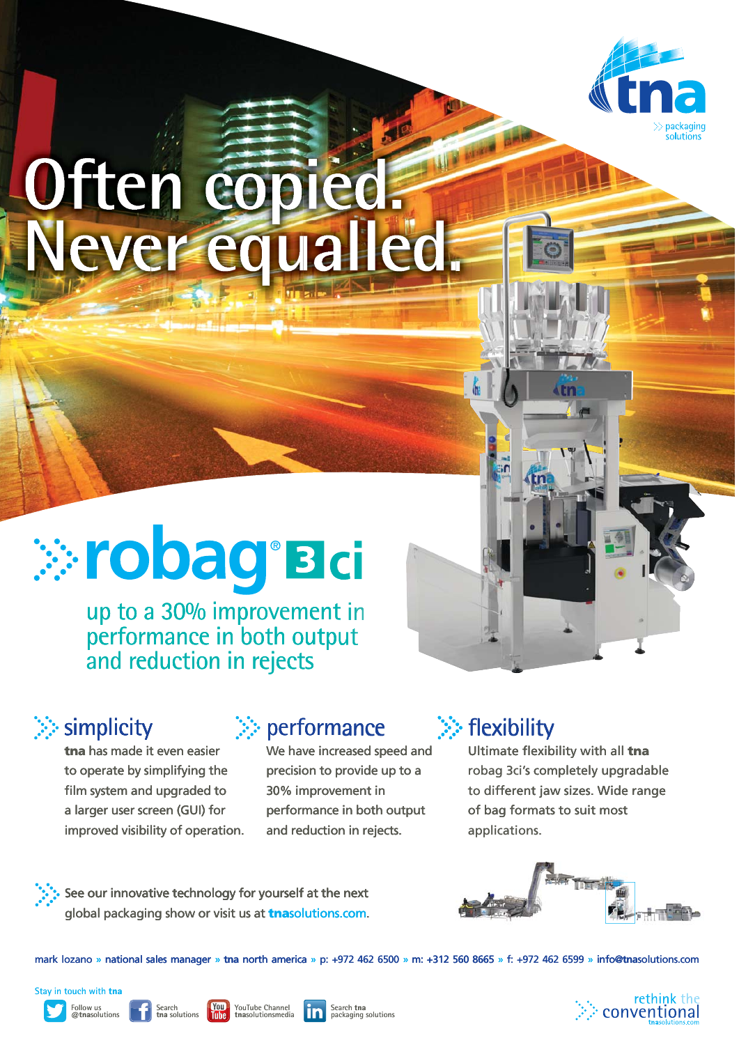tna

packaging solutions

# Often copied. Never equalled.

## robag® 3ci

up to a 30% improvement in performance in both output and reduction in rejects

### simplicity

**tna** has made it even easier to operate by simplifying the film system and upgraded to a larger user screen (GUI) for improved visibility of operation.

### performance

We have increased speed and precision to provide up to a 30% improvement in performance in both output and reduction in rejects.

### flexibility

Ultimate flexibility with all **tna** robag 3ci's completely upgradable to different jaw sizes. Wide range of bag formats to suit most applications.

See our innovative technology for yourself at the next global packaging show or visit us at **tna**solutions.com.

mark lozano » national sales manager » **tna** north america » p: +972 462 6500 » m: +312 560 8665 » f: +972 462 6599 » info@**tna**solutions.com

Stay in touch with **tna**

Follow us @**tna**solutions | Search **tna** solutions | YouTube Channel **tna**solutionsmedia | Search **tna** packaging solutions

rethink the conventional
tnasolutions.com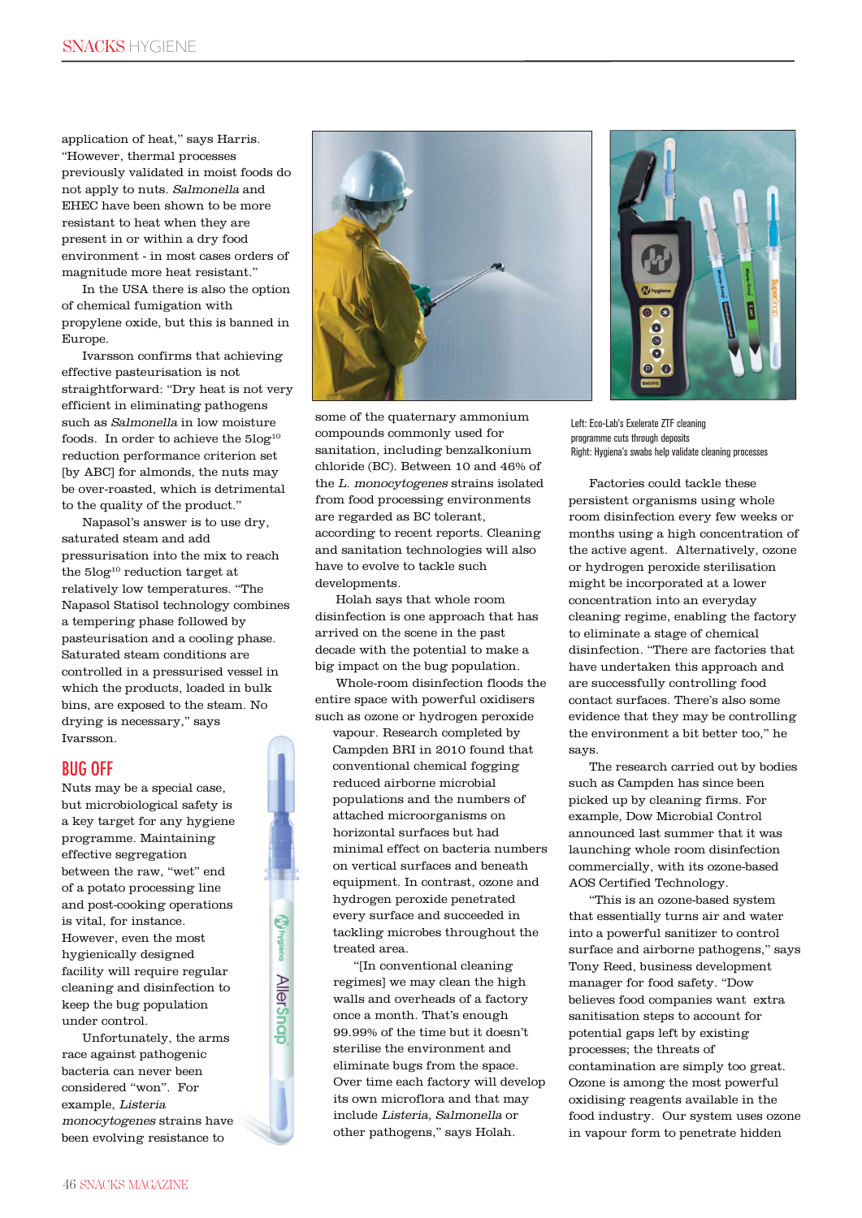application of heat," says Harris. "However, thermal processes previously validated in moist foods do not apply to nuts. *Salmonella* and EHEC have been shown to be more resistant to heat when they are present in or within a dry food environment - in most cases orders of magnitude more heat resistant."

In the USA there is also the option of chemical fumigation with propylene oxide, but this is banned in Europe.

Ivarsson confirms that achieving effective pasteurisation is not straightforward: "Dry heat is not very efficient in eliminating pathogens such as *Salmonella* in low moisture foods. In order to achieve the 5log[10] reduction performance criterion set [by ABC] for almonds, the nuts may be over-roasted, which is detrimental to the quality of the product."

Napasol's answer is to use dry, saturated steam and add pressurisation into the mix to reach the 5log[10] reduction target at relatively low temperatures. "The Napasol Statisol technology combines a tempering phase followed by pasteurisation and a cooling phase. Saturated steam conditions are controlled in a pressurised vessel in which the products, loaded in bulk bins, are exposed to the steam. No drying is necessary," says Ivarsson.

## BUG OFF

Nuts may be a special case, but microbiological safety is a key target for any hygiene programme. Maintaining effective segregation between the raw, "wet" end of a potato processing line and post-cooking operations is vital, for instance. However, even the most hygienically designed facility will require regular cleaning and disinfection to keep the bug population under control.

Unfortunately, the arms race against pathogenic bacteria can never been considered "won". For example, *Listeria monocytogenes* strains have been evolving resistance to some of the quaternary ammonium compounds commonly used for sanitation, including benzalkonium chloride (BC). Between 10 and 46% of the *L. monocytogenes* strains isolated from food processing environments are regarded as BC tolerant, according to recent reports. Cleaning and sanitation technologies will also have to evolve to tackle such developments.

Holah says that whole room disinfection is one approach that has arrived on the scene in the past decade with the potential to make a big impact on the bug population.

Whole-room disinfection floods the entire space with powerful oxidisers such as ozone or hydrogen peroxide vapour. Research completed by Campden BRI in 2010 found that conventional chemical fogging reduced airborne microbial populations and the numbers of attached microorganisms on horizontal surfaces but had minimal effect on bacteria numbers on vertical surfaces and beneath equipment. In contrast, ozone and hydrogen peroxide penetrated every surface and succeeded in tackling microbes throughout the treated area.

"[In conventional cleaning regimes] we may clean the high walls and overheads of a factory once a month. That's enough 99.99% of the time but it doesn't sterilise the environment and eliminate bugs from the space. Over time each factory will develop its own microflora and that may include *Listeria*, *Salmonella* or other pathogens," says Holah.

Left: Eco-Lab's Exelerate ZTF cleaning programme cuts through deposits
Right: Hygiena's swabs help validate cleaning processes

Factories could tackle these persistent organisms using whole room disinfection every few weeks or months using a high concentration of the active agent. Alternatively, ozone or hydrogen peroxide sterilisation might be incorporated at a lower concentration into an everyday cleaning regime, enabling the factory to eliminate a stage of chemical disinfection. "There are factories that have undertaken this approach and are successfully controlling food contact surfaces. There's also some evidence that they may be controlling the environment a bit better too," he says.

The research carried out by bodies such as Campden has since been picked up by cleaning firms. For example, Dow Microbial Control announced last summer that it was launching whole room disinfection commercially, with its ozone-based AOS Certified Technology.

"This is an ozone-based system that essentially turns air and water into a powerful sanitizer to control surface and airborne pathogens," says Tony Reed, business development manager for food safety. "Dow believes food companies want extra sanitisation steps to account for potential gaps left by existing processes; the threats of contamination are simply too great. Ozone is among the most powerful oxidising reagents available in the food industry. Our system uses ozone in vapour form to penetrate hidden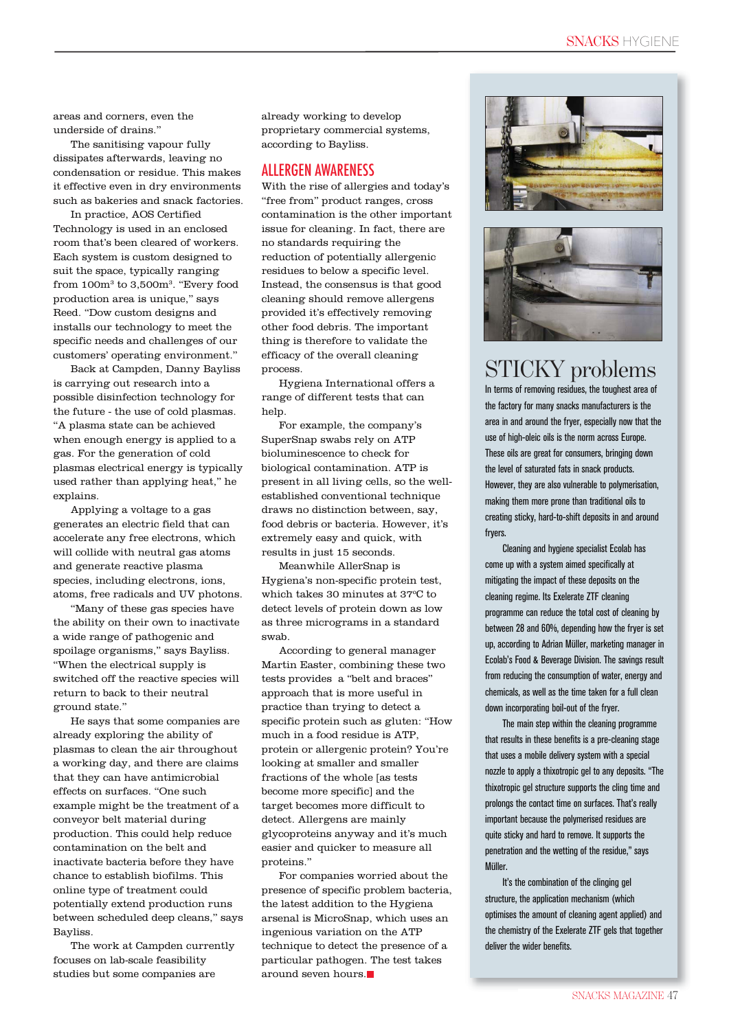areas and corners, even the underside of drains."

The sanitising vapour fully dissipates afterwards, leaving no condensation or residue. This makes it effective even in dry environments such as bakeries and snack factories.

In practice, AOS Certified Technology is used in an enclosed room that's been cleared of workers. Each system is custom designed to suit the space, typically ranging from 100m³ to 3,500m³. "Every food production area is unique," says Reed. "Dow custom designs and installs our technology to meet the specific needs and challenges of our customers' operating environment."

Back at Campden, Danny Bayliss is carrying out research into a possible disinfection technology for the future - the use of cold plasmas. "A plasma state can be achieved when enough energy is applied to a gas. For the generation of cold plasmas electrical energy is typically used rather than applying heat," he explains.

Applying a voltage to a gas generates an electric field that can accelerate any free electrons, which will collide with neutral gas atoms and generate reactive plasma species, including electrons, ions, atoms, free radicals and UV photons.

"Many of these gas species have the ability on their own to inactivate a wide range of pathogenic and spoilage organisms," says Bayliss. "When the electrical supply is switched off the reactive species will return to back to their neutral ground state."

He says that some companies are already exploring the ability of plasmas to clean the air throughout a working day, and there are claims that they can have antimicrobial effects on surfaces. "One such example might be the treatment of a conveyor belt material during production. This could help reduce contamination on the belt and inactivate bacteria before they have chance to establish biofilms. This online type of treatment could potentially extend production runs between scheduled deep cleans," says Bayliss.

The work at Campden currently focuses on lab-scale feasibility studies but some companies are already working to develop proprietary commercial systems, according to Bayliss.

## ALLERGEN AWARENESS

With the rise of allergies and today's "free from" product ranges, cross contamination is the other important issue for cleaning. In fact, there are no standards requiring the reduction of potentially allergenic residues to below a specific level. Instead, the consensus is that good cleaning should remove allergens provided it's effectively removing other food debris. The important thing is therefore to validate the efficacy of the overall cleaning process.

Hygiena International offers a range of different tests that can help.

For example, the company's SuperSnap swabs rely on ATP bioluminescence to check for biological contamination. ATP is present in all living cells, so the well-established conventional technique draws no distinction between, say, food debris or bacteria. However, it's extremely easy and quick, with results in just 15 seconds.

Meanwhile AllerSnap is Hygiena's non-specific protein test, which takes 30 minutes at 37ºC to detect levels of protein down as low as three micrograms in a standard swab.

According to general manager Martin Easter, combining these two tests provides a "belt and braces" approach that is more useful in practice than trying to detect a specific protein such as gluten: "How much in a food residue is ATP, protein or allergenic protein? You're looking at smaller and smaller fractions of the whole [as tests become more specific] and the target becomes more difficult to detect. Allergens are mainly glycoproteins anyway and it's much easier and quicker to measure all proteins."

For companies worried about the presence of specific problem bacteria, the latest addition to the Hygiena arsenal is MicroSnap, which uses an ingenious variation on the ATP technique to detect the presence of a particular pathogen. The test takes around seven hours.

## STICKY problems

In terms of removing residues, the toughest area of the factory for many snacks manufacturers is the area in and around the fryer, especially now that the use of high-oleic oils is the norm across Europe. These oils are great for consumers, bringing down the level of saturated fats in snack products. However, they are also vulnerable to polymerisation, making them more prone than traditional oils to creating sticky, hard-to-shift deposits in and around fryers.

Cleaning and hygiene specialist Ecolab has come up with a system aimed specifically at mitigating the impact of these deposits on the cleaning regime. Its Exelerate ZTF cleaning programme can reduce the total cost of cleaning by between 28 and 60%, depending how the fryer is set up, according to Adrian Müller, marketing manager in Ecolab's Food & Beverage Division. The savings result from reducing the consumption of water, energy and chemicals, as well as the time taken for a full clean down incorporating boil-out of the fryer.

The main step within the cleaning programme that results in these benefits is a pre-cleaning stage that uses a mobile delivery system with a special nozzle to apply a thixotropic gel to any deposits. "The thixotropic gel structure supports the cling time and prolongs the contact time on surfaces. That's really important because the polymerised residues are quite sticky and hard to remove. It supports the penetration and the wetting of the residue," says Müller.

It's the combination of the clinging gel structure, the application mechanism (which optimises the amount of cleaning agent applied) and the chemistry of the Exelerate ZTF gels that together deliver the wider benefits.